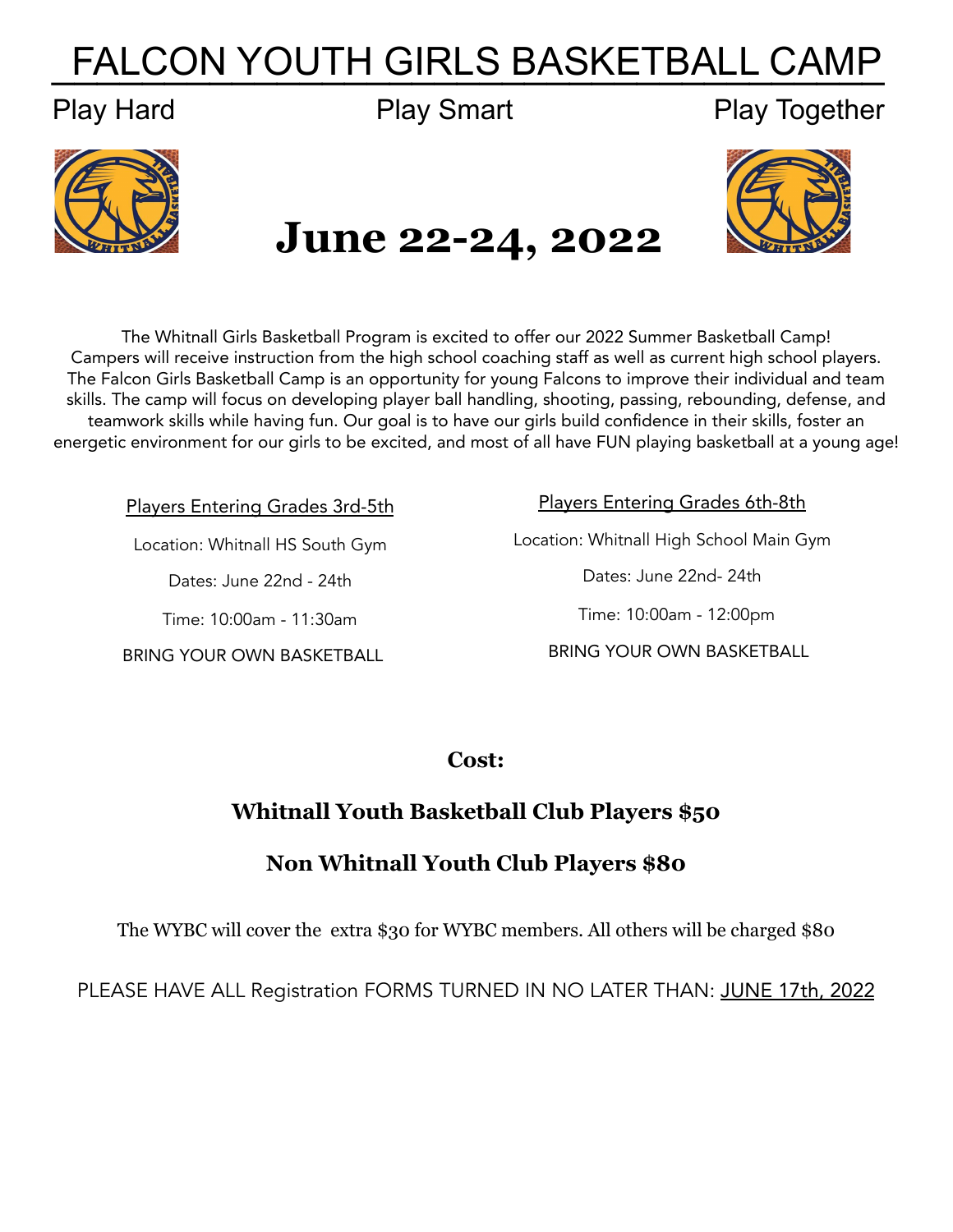# FALCON YOUTH GIRLS BASKETBALL CAMP

Play Hard Play Smart Play Together

## June 22-24, 2022

The Whitnall Girls Basketball Program is excited to offer our 2022 Summer Basketball Camp! Campers will receive instruction from the high school coaching staff as well as current high school players. The Falcon Girls Basketball Camp is an opportunity for young Falcons to improve their individual and team skills. The camp will focus on developing player ball handling, shooting, passing, rebounding, defense, and teamwork skills while having fun. Our goal is to have our girls build confidence in their skills, foster an energetic environment for our girls to be excited, and most of all have FUN playing basketball at a young age!

Players Entering Grades 3rd-5th

Location: Whitnall HS South Gym

Dates: June 22nd - 24th

Time: 10:00am - 11:30am

BRING YOUR OWN BASKETBALL

Players Entering Grades 6th-8th

Location: Whitnall High School Main Gym

Dates: June 22nd- 24th

Time: 10:00am - 12:00pm

BRING YOUR OWN BASKETBALL

**Cost:**

**Whitnall Youth Basketball Club Players $50**

**Non Whitnall Youth Club Players $80**

The WYBC will cover the extra $30 for WYBC members. All others will be charged $80

PLEASE HAVE ALL Registration FORMS TURNED IN NO LATER THAN: JUNE 17th, 2022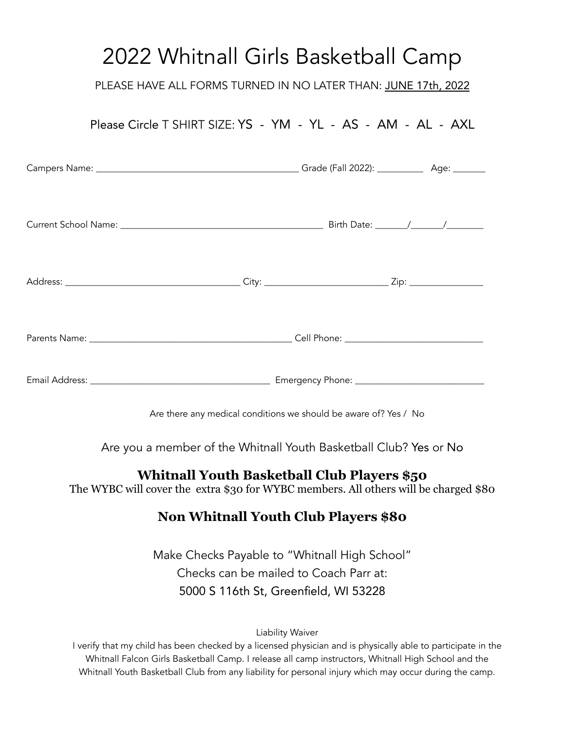# 2022 Whitnall Girls Basketball Camp

PLEASE HAVE ALL FORMS TURNED IN NO LATER THAN: JUNE 17th, 2022

Please Circle T SHIRT SIZE: YS - YM - YL - AS - AM - AL - AXL

Campers Name: ________________________________________ Grade (Fall 2022): _________ Age: _______

Current School Name: ________________________________________ Birth Date: ______/______/_______

Address: ___________________________________ City: ________________________ Zip: ______________

Parents Name: ________________________________________ Cell Phone: ____________________________

Email Address: ____________________________________ Emergency Phone: __________________________

Are there any medical conditions we should be aware of? Yes / No

Are you a member of the Whitnall Youth Basketball Club? Yes or No

**Whitnall Youth Basketball Club Players $50**

The WYBC will cover the extra $30 for WYBC members. All others will be charged $80

**Non Whitnall Youth Club Players $80**

Make Checks Payable to "Whitnall High School"
Checks can be mailed to Coach Parr at:
5000 S 116th St, Greenfield, WI 53228

Liability Waiver

I verify that my child has been checked by a licensed physician and is physically able to participate in the Whitnall Falcon Girls Basketball Camp. I release all camp instructors, Whitnall High School and the Whitnall Youth Basketball Club from any liability for personal injury which may occur during the camp.